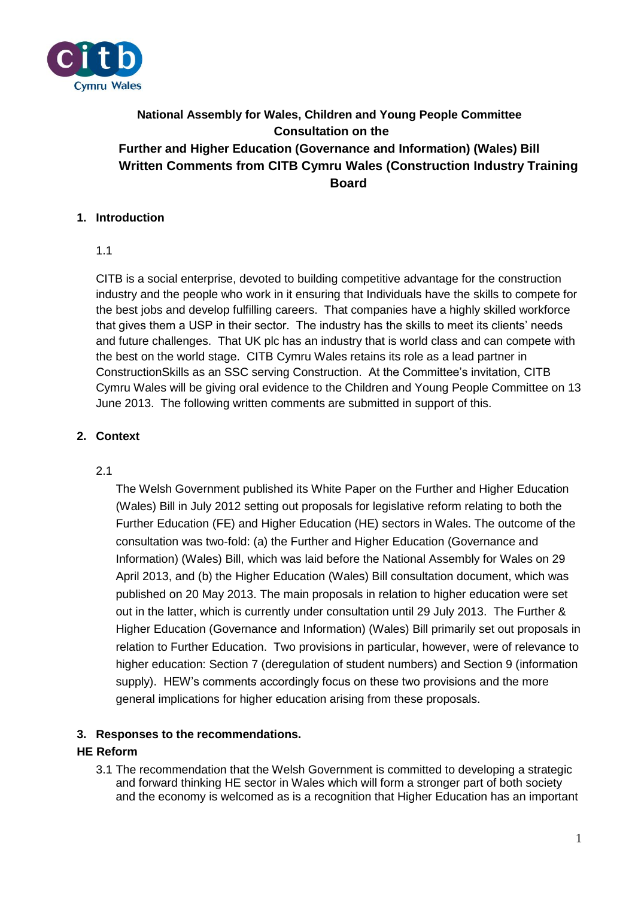**National Assembly for Wales, Children and Young People Committee**
**Consultation on the**
**Further and Higher Education (Governance and Information) (Wales) Bill**
**Written Comments from CITB Cymru Wales (Construction Industry Training Board**

## 1. Introduction

1.1

CITB is a social enterprise, devoted to building competitive advantage for the construction industry and the people who work in it ensuring that Individuals have the skills to compete for the best jobs and develop fulfilling careers. That companies have a highly skilled workforce that gives them a USP in their sector. The industry has the skills to meet its clients' needs and future challenges. That UK plc has an industry that is world class and can compete with the best on the world stage. CITB Cymru Wales retains its role as a lead partner in ConstructionSkills as an SSC serving Construction. At the Committee's invitation, CITB Cymru Wales will be giving oral evidence to the Children and Young People Committee on 13 June 2013. The following written comments are submitted in support of this.

## 2. Context

2.1

The Welsh Government published its White Paper on the Further and Higher Education (Wales) Bill in July 2012 setting out proposals for legislative reform relating to both the Further Education (FE) and Higher Education (HE) sectors in Wales. The outcome of the consultation was two-fold: (a) the Further and Higher Education (Governance and Information) (Wales) Bill, which was laid before the National Assembly for Wales on 29 April 2013, and (b) the Higher Education (Wales) Bill consultation document, which was published on 20 May 2013. The main proposals in relation to higher education were set out in the latter, which is currently under consultation until 29 July 2013. The Further & Higher Education (Governance and Information) (Wales) Bill primarily set out proposals in relation to Further Education. Two provisions in particular, however, were of relevance to higher education: Section 7 (deregulation of student numbers) and Section 9 (information supply). HEW's comments accordingly focus on these two provisions and the more general implications for higher education arising from these proposals.

## 3. Responses to the recommendations.

### HE Reform

3.1 The recommendation that the Welsh Government is committed to developing a strategic and forward thinking HE sector in Wales which will form a stronger part of both society and the economy is welcomed as is a recognition that Higher Education has an important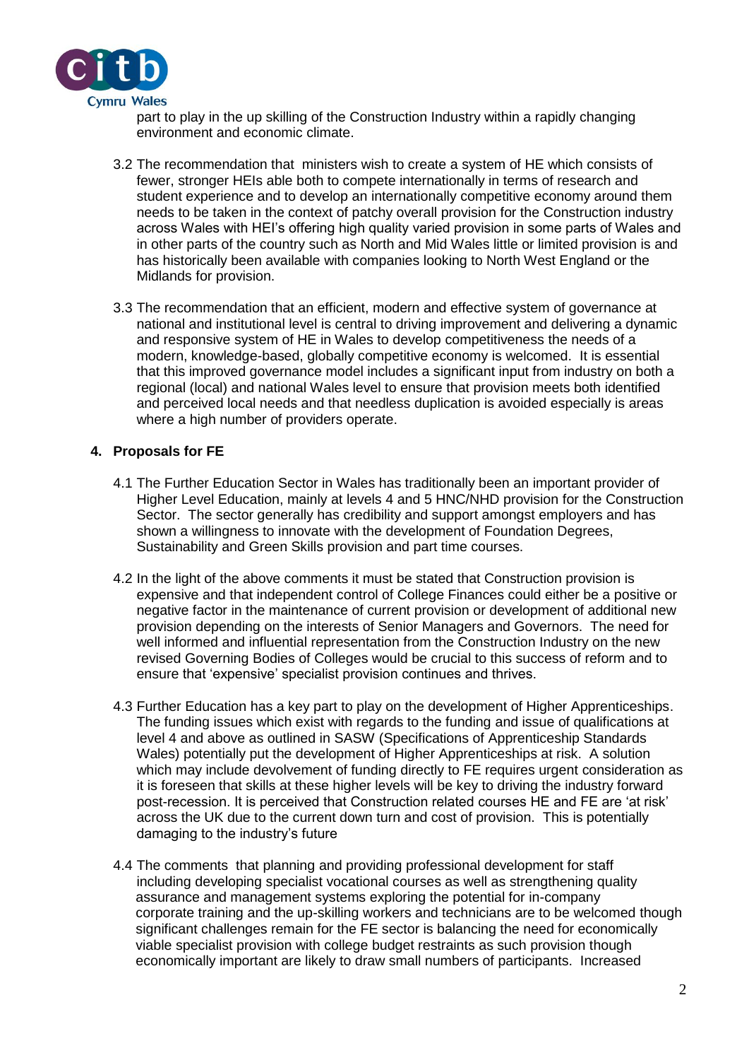part to play in the up skilling of the Construction Industry within a rapidly changing environment and economic climate.

3.2 The recommendation that ministers wish to create a system of HE which consists of fewer, stronger HEIs able both to compete internationally in terms of research and student experience and to develop an internationally competitive economy around them needs to be taken in the context of patchy overall provision for the Construction industry across Wales with HEI's offering high quality varied provision in some parts of Wales and in other parts of the country such as North and Mid Wales little or limited provision is and has historically been available with companies looking to North West England or the Midlands for provision.

3.3 The recommendation that an efficient, modern and effective system of governance at national and institutional level is central to driving improvement and delivering a dynamic and responsive system of HE in Wales to develop competitiveness the needs of a modern, knowledge-based, globally competitive economy is welcomed. It is essential that this improved governance model includes a significant input from industry on both a regional (local) and national Wales level to ensure that provision meets both identified and perceived local needs and that needless duplication is avoided especially is areas where a high number of providers operate.

## 4. Proposals for FE

4.1 The Further Education Sector in Wales has traditionally been an important provider of Higher Level Education, mainly at levels 4 and 5 HNC/NHD provision for the Construction Sector. The sector generally has credibility and support amongst employers and has shown a willingness to innovate with the development of Foundation Degrees, Sustainability and Green Skills provision and part time courses.

4.2 In the light of the above comments it must be stated that Construction provision is expensive and that independent control of College Finances could either be a positive or negative factor in the maintenance of current provision or development of additional new provision depending on the interests of Senior Managers and Governors. The need for well informed and influential representation from the Construction Industry on the new revised Governing Bodies of Colleges would be crucial to this success of reform and to ensure that 'expensive' specialist provision continues and thrives.

4.3 Further Education has a key part to play on the development of Higher Apprenticeships. The funding issues which exist with regards to the funding and issue of qualifications at level 4 and above as outlined in SASW (Specifications of Apprenticeship Standards Wales) potentially put the development of Higher Apprenticeships at risk. A solution which may include devolvement of funding directly to FE requires urgent consideration as it is foreseen that skills at these higher levels will be key to driving the industry forward post-recession. It is perceived that Construction related courses HE and FE are 'at risk' across the UK due to the current down turn and cost of provision. This is potentially damaging to the industry's future

4.4 The comments that planning and providing professional development for staff including developing specialist vocational courses as well as strengthening quality assurance and management systems exploring the potential for in-company corporate training and the up-skilling workers and technicians are to be welcomed though significant challenges remain for the FE sector is balancing the need for economically viable specialist provision with college budget restraints as such provision though economically important are likely to draw small numbers of participants. Increased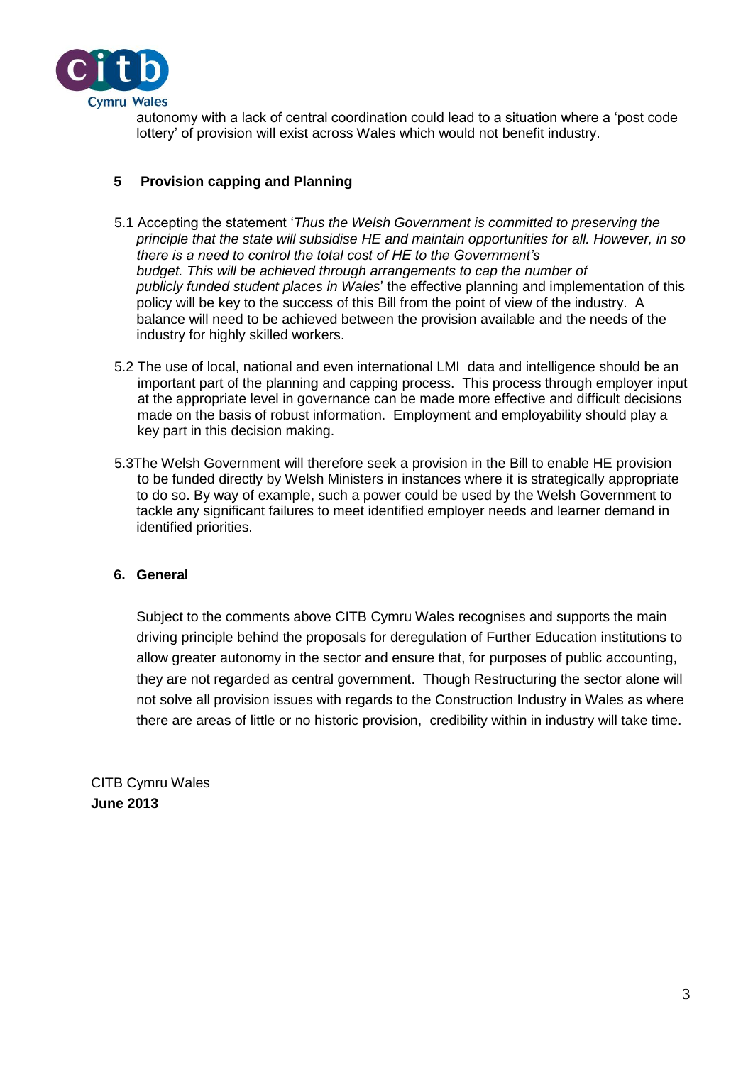autonomy with a lack of central coordination could lead to a situation where a 'post code lottery' of provision will exist across Wales which would not benefit industry.

## 5 Provision capping and Planning

5.1 Accepting the statement '*Thus the Welsh Government is committed to preserving the principle that the state will subsidise HE and maintain opportunities for all. However, in so there is a need to control the total cost of HE to the Government's budget. This will be achieved through arrangements to cap the number of publicly funded student places in Wales*' the effective planning and implementation of this policy will be key to the success of this Bill from the point of view of the industry. A balance will need to be achieved between the provision available and the needs of the industry for highly skilled workers.

5.2 The use of local, national and even international LMI data and intelligence should be an important part of the planning and capping process. This process through employer input at the appropriate level in governance can be made more effective and difficult decisions made on the basis of robust information. Employment and employability should play a key part in this decision making.

5.3The Welsh Government will therefore seek a provision in the Bill to enable HE provision to be funded directly by Welsh Ministers in instances where it is strategically appropriate to do so. By way of example, such a power could be used by the Welsh Government to tackle any significant failures to meet identified employer needs and learner demand in identified priorities.

## 6. General

Subject to the comments above CITB Cymru Wales recognises and supports the main driving principle behind the proposals for deregulation of Further Education institutions to allow greater autonomy in the sector and ensure that, for purposes of public accounting, they are not regarded as central government. Though Restructuring the sector alone will not solve all provision issues with regards to the Construction Industry in Wales as where there are areas of little or no historic provision, credibility within in industry will take time.

CITB Cymru Wales
**June 2013**